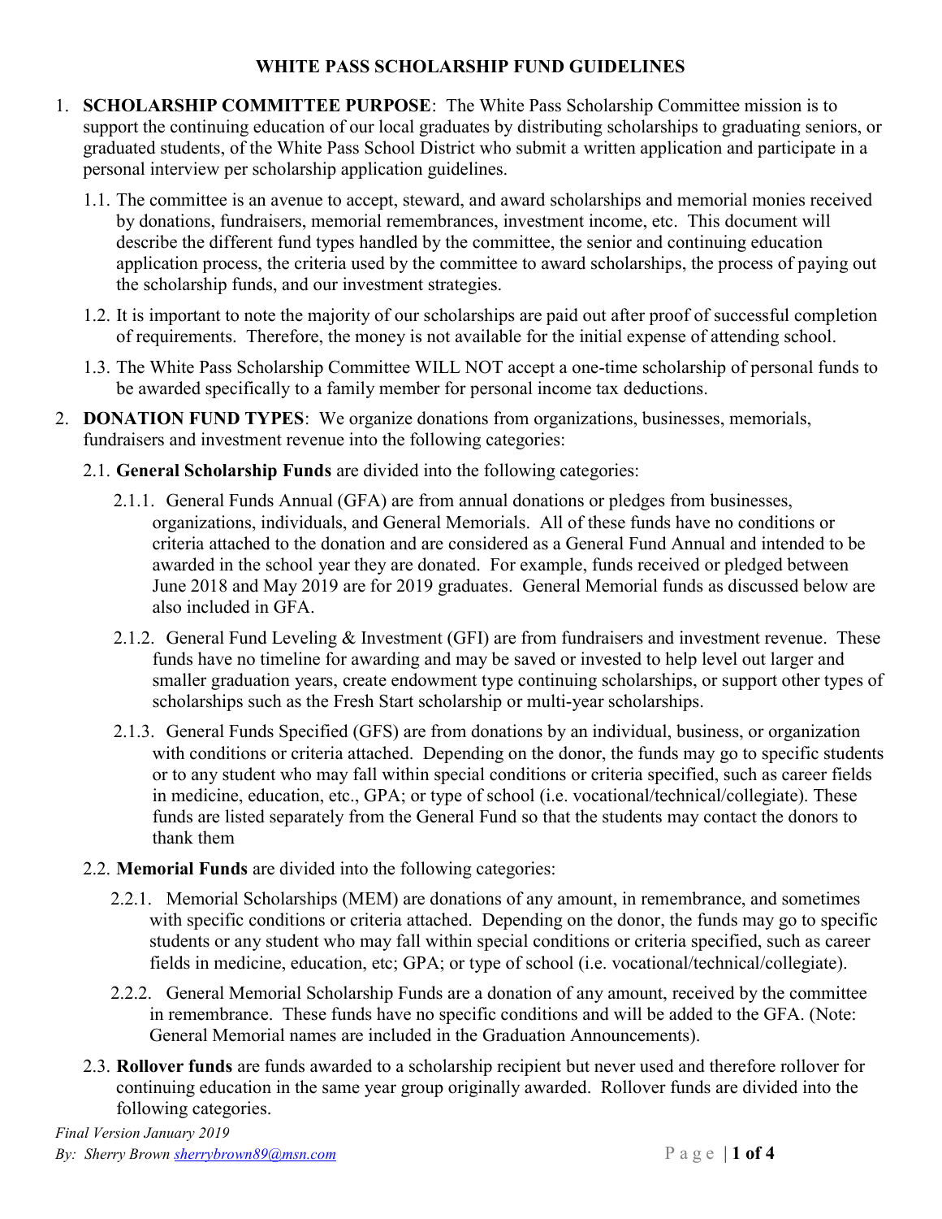# WHITE PASS SCHOLARSHIP FUND GUIDELINES

1. **SCHOLARSHIP COMMITTEE PURPOSE**: The White Pass Scholarship Committee mission is to support the continuing education of our local graduates by distributing scholarships to graduating seniors, or graduated students, of the White Pass School District who submit a written application and participate in a personal interview per scholarship application guidelines.

   1.1. The committee is an avenue to accept, steward, and award scholarships and memorial monies received by donations, fundraisers, memorial remembrances, investment income, etc. This document will describe the different fund types handled by the committee, the senior and continuing education application process, the criteria used by the committee to award scholarships, the process of paying out the scholarship funds, and our investment strategies.

   1.2. It is important to note the majority of our scholarships are paid out after proof of successful completion of requirements. Therefore, the money is not available for the initial expense of attending school.

   1.3. The White Pass Scholarship Committee WILL NOT accept a one-time scholarship of personal funds to be awarded specifically to a family member for personal income tax deductions.

2. **DONATION FUND TYPES**: We organize donations from organizations, businesses, memorials, fundraisers and investment revenue into the following categories:

   2.1. **General Scholarship Funds** are divided into the following categories:

      2.1.1. General Funds Annual (GFA) are from annual donations or pledges from businesses, organizations, individuals, and General Memorials. All of these funds have no conditions or criteria attached to the donation and are considered as a General Fund Annual and intended to be awarded in the school year they are donated. For example, funds received or pledged between June 2018 and May 2019 are for 2019 graduates. General Memorial funds as discussed below are also included in GFA.

      2.1.2. General Fund Leveling & Investment (GFI) are from fundraisers and investment revenue. These funds have no timeline for awarding and may be saved or invested to help level out larger and smaller graduation years, create endowment type continuing scholarships, or support other types of scholarships such as the Fresh Start scholarship or multi-year scholarships.

      2.1.3. General Funds Specified (GFS) are from donations by an individual, business, or organization with conditions or criteria attached. Depending on the donor, the funds may go to specific students or to any student who may fall within special conditions or criteria specified, such as career fields in medicine, education, etc., GPA; or type of school (i.e. vocational/technical/collegiate). These funds are listed separately from the General Fund so that the students may contact the donors to thank them

   2.2. **Memorial Funds** are divided into the following categories:

      2.2.1. Memorial Scholarships (MEM) are donations of any amount, in remembrance, and sometimes with specific conditions or criteria attached. Depending on the donor, the funds may go to specific students or any student who may fall within special conditions or criteria specified, such as career fields in medicine, education, etc; GPA; or type of school (i.e. vocational/technical/collegiate).

      2.2.2. General Memorial Scholarship Funds are a donation of any amount, received by the committee in remembrance. These funds have no specific conditions and will be added to the GFA. (Note: General Memorial names are included in the Graduation Announcements).

   2.3. **Rollover funds** are funds awarded to a scholarship recipient but never used and therefore rollover for continuing education in the same year group originally awarded. Rollover funds are divided into the following categories.

*Final Version January 2019*
*By: Sherry Brown sherrybrown89@msn.com*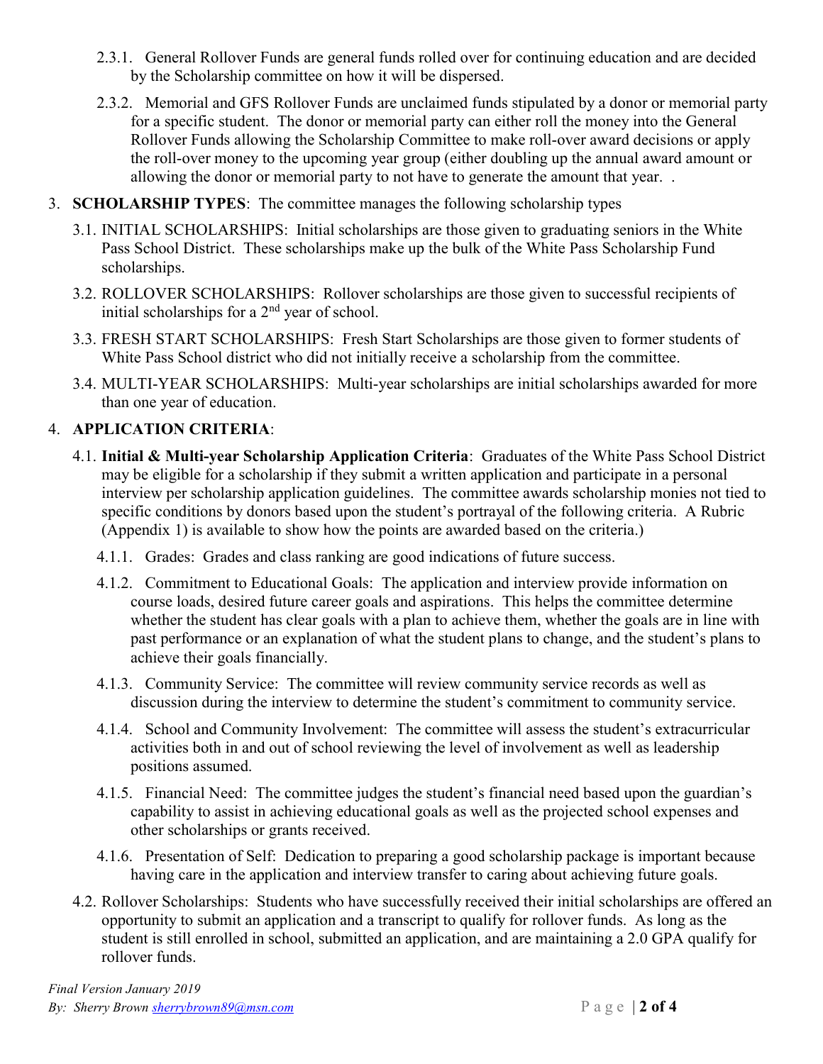2.3.1. General Rollover Funds are general funds rolled over for continuing education and are decided by the Scholarship committee on how it will be dispersed.

2.3.2. Memorial and GFS Rollover Funds are unclaimed funds stipulated by a donor or memorial party for a specific student. The donor or memorial party can either roll the money into the General Rollover Funds allowing the Scholarship Committee to make roll-over award decisions or apply the roll-over money to the upcoming year group (either doubling up the annual award amount or allowing the donor or memorial party to not have to generate the amount that year. .

3. **SCHOLARSHIP TYPES**: The committee manages the following scholarship types

3.1. INITIAL SCHOLARSHIPS: Initial scholarships are those given to graduating seniors in the White Pass School District. These scholarships make up the bulk of the White Pass Scholarship Fund scholarships.

3.2. ROLLOVER SCHOLARSHIPS: Rollover scholarships are those given to successful recipients of initial scholarships for a 2nd year of school.

3.3. FRESH START SCHOLARSHIPS: Fresh Start Scholarships are those given to former students of White Pass School district who did not initially receive a scholarship from the committee.

3.4. MULTI-YEAR SCHOLARSHIPS: Multi-year scholarships are initial scholarships awarded for more than one year of education.

4. **APPLICATION CRITERIA**:

4.1. **Initial & Multi-year Scholarship Application Criteria**: Graduates of the White Pass School District may be eligible for a scholarship if they submit a written application and participate in a personal interview per scholarship application guidelines. The committee awards scholarship monies not tied to specific conditions by donors based upon the student's portrayal of the following criteria. A Rubric (Appendix 1) is available to show how the points are awarded based on the criteria.)

4.1.1. Grades: Grades and class ranking are good indications of future success.

4.1.2. Commitment to Educational Goals: The application and interview provide information on course loads, desired future career goals and aspirations. This helps the committee determine whether the student has clear goals with a plan to achieve them, whether the goals are in line with past performance or an explanation of what the student plans to change, and the student's plans to achieve their goals financially.

4.1.3. Community Service: The committee will review community service records as well as discussion during the interview to determine the student's commitment to community service.

4.1.4. School and Community Involvement: The committee will assess the student's extracurricular activities both in and out of school reviewing the level of involvement as well as leadership positions assumed.

4.1.5. Financial Need: The committee judges the student's financial need based upon the guardian's capability to assist in achieving educational goals as well as the projected school expenses and other scholarships or grants received.

4.1.6. Presentation of Self: Dedication to preparing a good scholarship package is important because having care in the application and interview transfer to caring about achieving future goals.

4.2. Rollover Scholarships: Students who have successfully received their initial scholarships are offered an opportunity to submit an application and a transcript to qualify for rollover funds. As long as the student is still enrolled in school, submitted an application, and are maintaining a 2.0 GPA qualify for rollover funds.

*Final Version January 2019*
*By: Sherry Brown sherrybrown89@msn.com*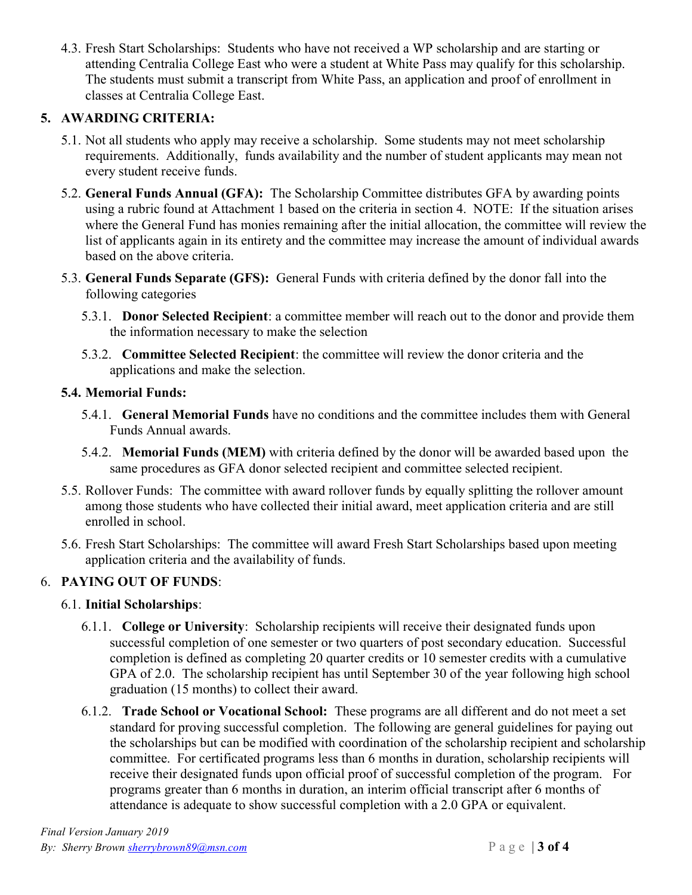4.3. Fresh Start Scholarships: Students who have not received a WP scholarship and are starting or attending Centralia College East who were a student at White Pass may qualify for this scholarship. The students must submit a transcript from White Pass, an application and proof of enrollment in classes at Centralia College East.

## 5. AWARDING CRITERIA:

5.1. Not all students who apply may receive a scholarship. Some students may not meet scholarship requirements. Additionally, funds availability and the number of student applicants may mean not every student receive funds.

5.2. **General Funds Annual (GFA):** The Scholarship Committee distributes GFA by awarding points using a rubric found at Attachment 1 based on the criteria in section 4. NOTE: If the situation arises where the General Fund has monies remaining after the initial allocation, the committee will review the list of applicants again in its entirety and the committee may increase the amount of individual awards based on the above criteria.

5.3. **General Funds Separate (GFS):** General Funds with criteria defined by the donor fall into the following categories

5.3.1. **Donor Selected Recipient**: a committee member will reach out to the donor and provide them the information necessary to make the selection

5.3.2. **Committee Selected Recipient**: the committee will review the donor criteria and the applications and make the selection.

**5.4. Memorial Funds:**

5.4.1. **General Memorial Funds** have no conditions and the committee includes them with General Funds Annual awards.

5.4.2. **Memorial Funds (MEM)** with criteria defined by the donor will be awarded based upon the same procedures as GFA donor selected recipient and committee selected recipient.

5.5. Rollover Funds: The committee with award rollover funds by equally splitting the rollover amount among those students who have collected their initial award, meet application criteria and are still enrolled in school.

5.6. Fresh Start Scholarships: The committee will award Fresh Start Scholarships based upon meeting application criteria and the availability of funds.

## 6. PAYING OUT OF FUNDS:

6.1. **Initial Scholarships**:

6.1.1. **College or University**: Scholarship recipients will receive their designated funds upon successful completion of one semester or two quarters of post secondary education. Successful completion is defined as completing 20 quarter credits or 10 semester credits with a cumulative GPA of 2.0. The scholarship recipient has until September 30 of the year following high school graduation (15 months) to collect their award.

6.1.2. **Trade School or Vocational School:** These programs are all different and do not meet a set standard for proving successful completion. The following are general guidelines for paying out the scholarships but can be modified with coordination of the scholarship recipient and scholarship committee. For certificated programs less than 6 months in duration, scholarship recipients will receive their designated funds upon official proof of successful completion of the program. For programs greater than 6 months in duration, an interim official transcript after 6 months of attendance is adequate to show successful completion with a 2.0 GPA or equivalent.

*Final Version January 2019*
*By: Sherry Brown sherrybrown89@msn.com*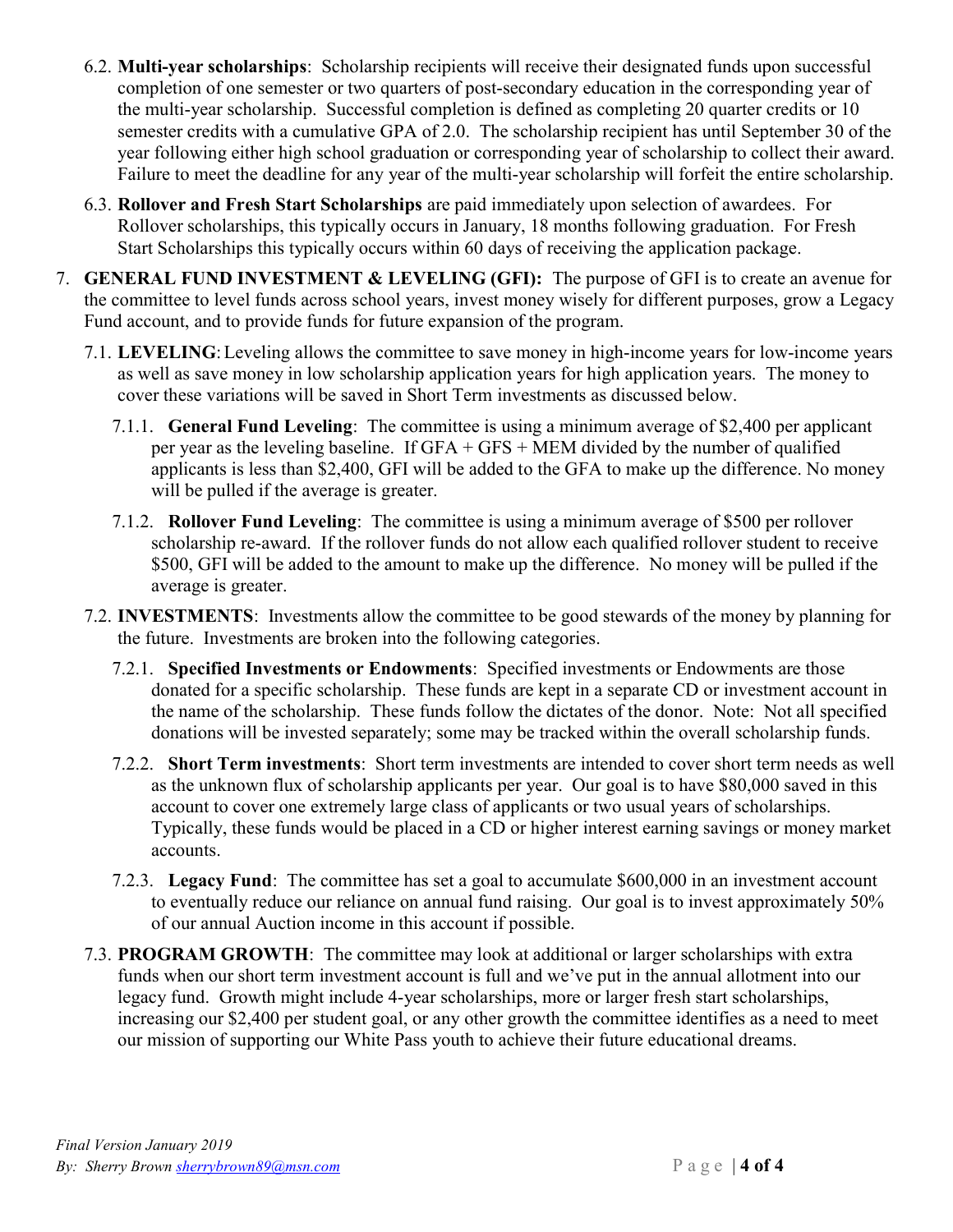6.2. **Multi-year scholarships**: Scholarship recipients will receive their designated funds upon successful completion of one semester or two quarters of post-secondary education in the corresponding year of the multi-year scholarship. Successful completion is defined as completing 20 quarter credits or 10 semester credits with a cumulative GPA of 2.0. The scholarship recipient has until September 30 of the year following either high school graduation or corresponding year of scholarship to collect their award. Failure to meet the deadline for any year of the multi-year scholarship will forfeit the entire scholarship.

6.3. **Rollover and Fresh Start Scholarships** are paid immediately upon selection of awardees. For Rollover scholarships, this typically occurs in January, 18 months following graduation. For Fresh Start Scholarships this typically occurs within 60 days of receiving the application package.

7. **GENERAL FUND INVESTMENT & LEVELING (GFI):** The purpose of GFI is to create an avenue for the committee to level funds across school years, invest money wisely for different purposes, grow a Legacy Fund account, and to provide funds for future expansion of the program.

7.1. **LEVELING**: Leveling allows the committee to save money in high-income years for low-income years as well as save money in low scholarship application years for high application years. The money to cover these variations will be saved in Short Term investments as discussed below.

7.1.1. **General Fund Leveling**: The committee is using a minimum average of $2,400 per applicant per year as the leveling baseline. If GFA + GFS + MEM divided by the number of qualified applicants is less than $2,400, GFI will be added to the GFA to make up the difference. No money will be pulled if the average is greater.

7.1.2. **Rollover Fund Leveling**: The committee is using a minimum average of $500 per rollover scholarship re-award. If the rollover funds do not allow each qualified rollover student to receive $500, GFI will be added to the amount to make up the difference. No money will be pulled if the average is greater.

7.2. **INVESTMENTS**: Investments allow the committee to be good stewards of the money by planning for the future. Investments are broken into the following categories.

7.2.1. **Specified Investments or Endowments**: Specified investments or Endowments are those donated for a specific scholarship. These funds are kept in a separate CD or investment account in the name of the scholarship. These funds follow the dictates of the donor. Note: Not all specified donations will be invested separately; some may be tracked within the overall scholarship funds.

7.2.2. **Short Term investments**: Short term investments are intended to cover short term needs as well as the unknown flux of scholarship applicants per year. Our goal is to have $80,000 saved in this account to cover one extremely large class of applicants or two usual years of scholarships. Typically, these funds would be placed in a CD or higher interest earning savings or money market accounts.

7.2.3. **Legacy Fund**: The committee has set a goal to accumulate $600,000 in an investment account to eventually reduce our reliance on annual fund raising. Our goal is to invest approximately 50% of our annual Auction income in this account if possible.

7.3. **PROGRAM GROWTH**: The committee may look at additional or larger scholarships with extra funds when our short term investment account is full and we've put in the annual allotment into our legacy fund. Growth might include 4-year scholarships, more or larger fresh start scholarships, increasing our $2,400 per student goal, or any other growth the committee identifies as a need to meet our mission of supporting our White Pass youth to achieve their future educational dreams.

*Final Version January 2019*
*By: Sherry Brown sherrybrown89@msn.com*